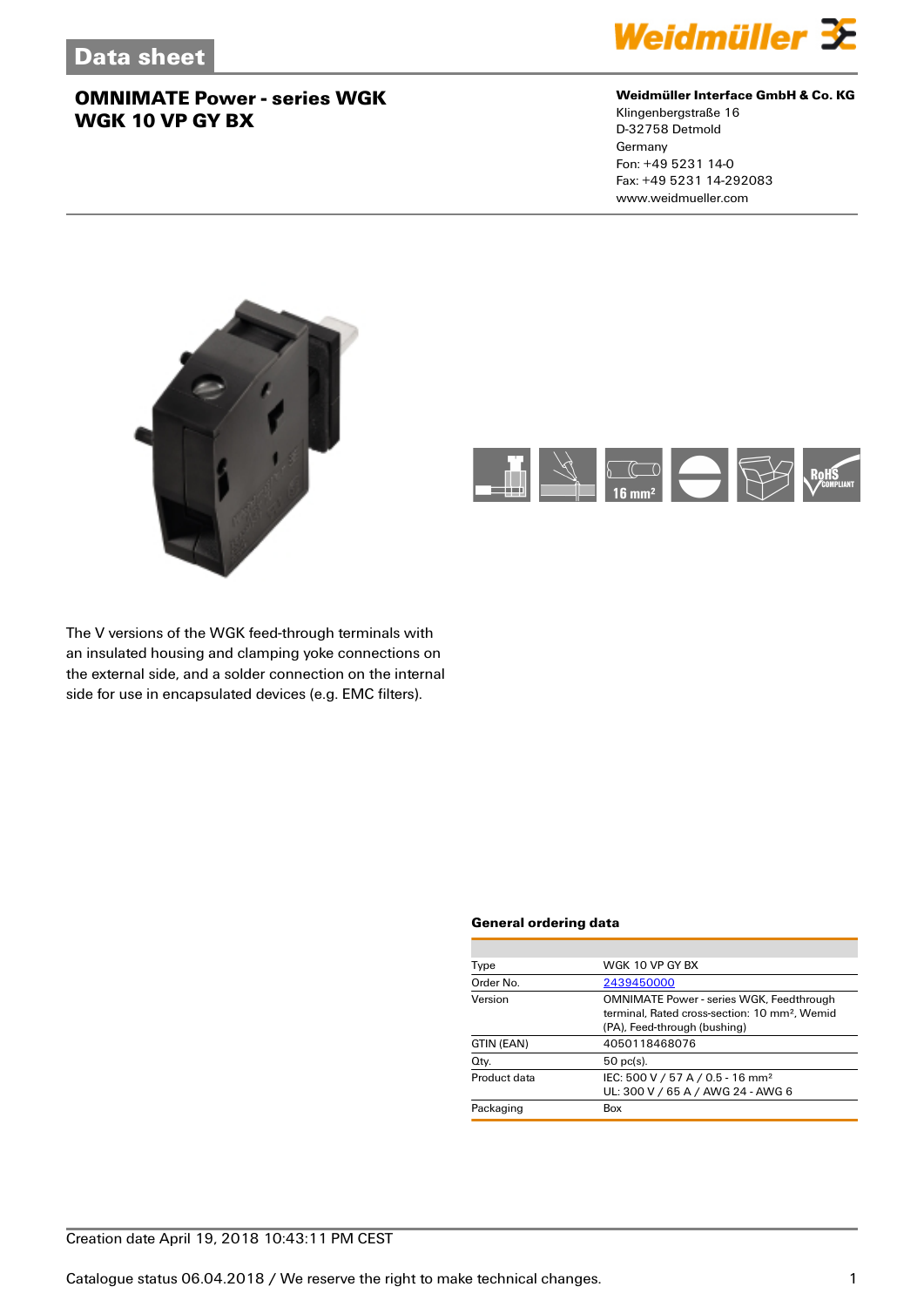Data sheet

# OMNIMATE Power - series WGK
# WGK 10 VP GY BX

**Weidmüller Interface GmbH & Co. KG**
Klingenbergstraße 16
D-32758 Detmold
Germany
Fon: +49 5231 14-0
Fax: +49 5231 14-292083
www.weidmueller.com

The V versions of the WGK feed-through terminals with an insulated housing and clamping yoke connections on the external side, and a solder connection on the internal side for use in encapsulated devices (e.g. EMC filters).

### General ordering data

| | |
|---|---|
| Type | WGK 10 VP GY BX |
| Order No. | 2439450000 |
| Version | OMNIMATE Power - series WGK, Feedthrough terminal, Rated cross-section: 10 mm², Wemid (PA), Feed-through (bushing) |
| GTIN (EAN) | 4050118468076 |
| Qty. | 50 pc(s). |
| Product data | IEC: 500 V / 57 A / 0.5 - 16 mm²<br>UL: 300 V / 65 A / AWG 24 - AWG 6 |
| Packaging | Box |

Creation date April 19, 2018 10:43:11 PM CEST

Catalogue status 06.04.2018 / We reserve the right to make technical changes.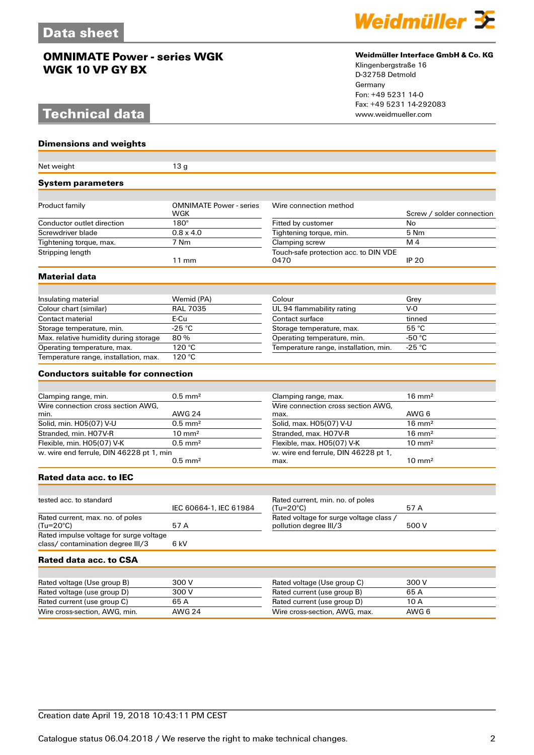# Data sheet

## OMNIMATE Power - series WGK
## WGK 10 VP GY BX

**Weidmüller Interface GmbH & Co. KG**
Klingenbergstraße 16
D-32758 Detmold
Germany
Fon: +49 5231 14-0
Fax: +49 5231 14-292083
www.weidmueller.com

# Technical data

### Dimensions and weights

| | |
|---|---|
| Net weight | 13 g |

### System parameters

| | | | |
|---|---|---|---|
| Product family | OMNIMATE Power - series WGK | Wire connection method | Screw / solder connection |
| Conductor outlet direction | 180° | Fitted by customer | No |
| Screwdriver blade | 0.8 x 4.0 | Tightening torque, min. | 5 Nm |
| Tightening torque, max. | 7 Nm | Clamping screw | M 4 |
| Stripping length | 11 mm | Touch-safe protection acc. to DIN VDE 0470 | IP 20 |

### Material data

| | | | |
|---|---|---|---|
| Insulating material | Wemid (PA) | Colour | Grey |
| Colour chart (similar) | RAL 7035 | UL 94 flammability rating | V-0 |
| Contact material | E-Cu | Contact surface | tinned |
| Storage temperature, min. | -25 °C | Storage temperature, max. | 55 °C |
| Max. relative humidity during storage | 80 % | Operating temperature, min. | -50 °C |
| Operating temperature, max. | 120 °C | Temperature range, installation, min. | -25 °C |
| Temperature range, installation, max. | 120 °C | | |

### Conductors suitable for connection

| | | | |
|---|---|---|---|
| Clamping range, min. | 0.5 mm² | Clamping range, max. | 16 mm² |
| Wire connection cross section AWG, min. | AWG 24 | Wire connection cross section AWG, max. | AWG 6 |
| Solid, min. H05(07) V-U | 0.5 mm² | Solid, max. H05(07) V-U | 16 mm² |
| Stranded, min. H07V-R | 10 mm² | Stranded, max. H07V-R | 16 mm² |
| Flexible, min. H05(07) V-K | 0.5 mm² | Flexible, max. H05(07) V-K | 10 mm² |
| w. wire end ferrule, DIN 46228 pt 1, min | 0.5 mm² | w. wire end ferrule, DIN 46228 pt 1, max. | 10 mm² |

### Rated data acc. to IEC

| | | | |
|---|---|---|---|
| tested acc. to standard | IEC 60664-1, IEC 61984 | Rated current, min. no. of poles (Tu=20°C) | 57 A |
| Rated current, max. no. of poles (Tu=20°C) | 57 A | Rated voltage for surge voltage class / pollution degree III/3 | 500 V |
| Rated impulse voltage for surge voltage class/ contamination degree III/3 | 6 kV | | |

### Rated data acc. to CSA

| | | | |
|---|---|---|---|
| Rated voltage (Use group B) | 300 V | Rated voltage (Use group C) | 300 V |
| Rated voltage (use group D) | 300 V | Rated current (use group B) | 65 A |
| Rated current (use group C) | 65 A | Rated current (use group D) | 10 A |
| Wire cross-section, AWG, min. | AWG 24 | Wire cross-section, AWG, max. | AWG 6 |

Creation date April 19, 2018 10:43:11 PM CEST

Catalogue status 06.04.2018 / We reserve the right to make technical changes.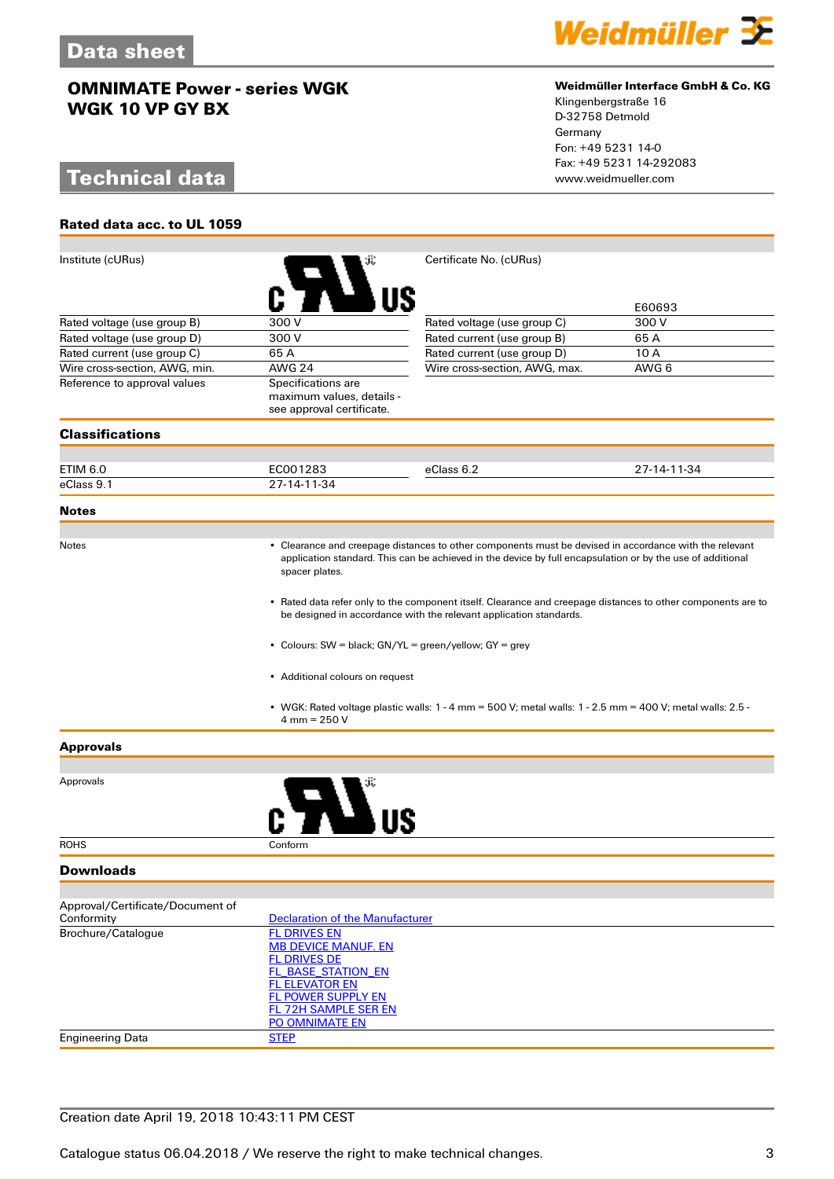## Technical data

### Rated data acc. to UL 1059

| | | | |
|---|---|---|---|
| Institute (cURus) | | Certificate No. (cURus) | E60693 |
| Rated voltage (use group B) | 300 V | Rated voltage (use group C) | 300 V |
| Rated voltage (use group D) | 300 V | Rated current (use group B) | 65 A |
| Rated current (use group C) | 65 A | Rated current (use group D) | 10 A |
| Wire cross-section, AWG, min. | AWG 24 | Wire cross-section, AWG, max. | AWG 6 |
| Reference to approval values | Specifications are maximum values, details - see approval certificate. | | |

### Classifications

| | | | |
|---|---|---|---|
| ETIM 6.0 | EC001283 | eClass 6.2 | 27-14-11-34 |
| eClass 9.1 | 27-14-11-34 | | |

### Notes

Notes

- Clearance and creepage distances to other components must be devised in accordance with the relevant application standard. This can be achieved in the device by full encapsulation or by the use of additional spacer plates.
- Rated data refer only to the component itself. Clearance and creepage distances to other components are to be designed in accordance with the relevant application standards.
- Colours: SW = black; GN/YL = green/yellow; GY = grey
- Additional colours on request
- WGK: Rated voltage plastic walls: 1 - 4 mm = 500 V; metal walls: 1 - 2.5 mm = 400 V; metal walls: 2.5 - 4 mm = 250 V

### Approvals

| | |
|---|---|
| Approvals | |
| ROHS | Conform |

### Downloads

| | |
|---|---|
| Approval/Certificate/Document of Conformity | Declaration of the Manufacturer |
| Brochure/Catalogue | FL DRIVES EN<br>MB DEVICE MANUF. EN<br>FL DRIVES DE<br>FL_BASE_STATION_EN<br>FL ELEVATOR EN<br>FL POWER SUPPLY EN<br>FL 72H SAMPLE SER EN<br>PO OMNIMATE EN |
| Engineering Data | STEP |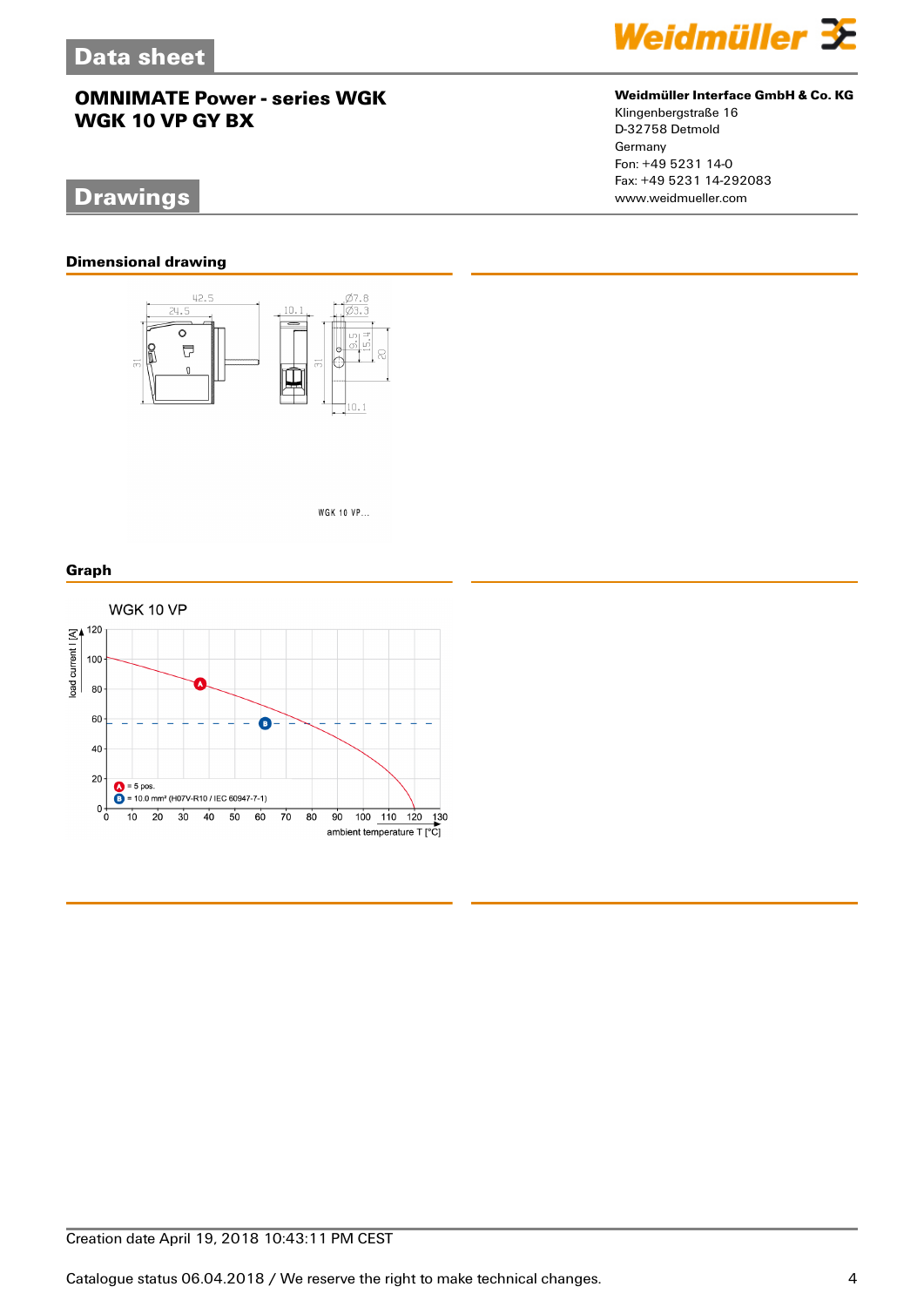## Data sheet

**OMNIMATE Power - series WGK**
**WGK 10 VP GY BX**

**Weidmüller Interface GmbH & Co. KG**
Klingenbergstraße 16
D-32758 Detmold
Germany
Fon: +49 5231 14-0
Fax: +49 5231 14-292083
www.weidmueller.com

## Drawings

### Dimensional drawing

42.5
24.5
10.1
Ø7.8
Ø3.3
31
31
9.5
15.4
20
10.1
WGK 10 VP...

### Graph

WGK 10 VP

load current I [A]
120
100
80
60
40
20
0

0 10 20 30 40 50 60 70 80 90 100 110 120 130
ambient temperature T [°C]

A = 5 pos.
B = 10.0 mm² (H07V-R10 / IEC 60947-7-1)

Creation date April 19, 2018 10:43:11 PM CEST

Catalogue status 06.04.2018 / We reserve the right to make technical changes.